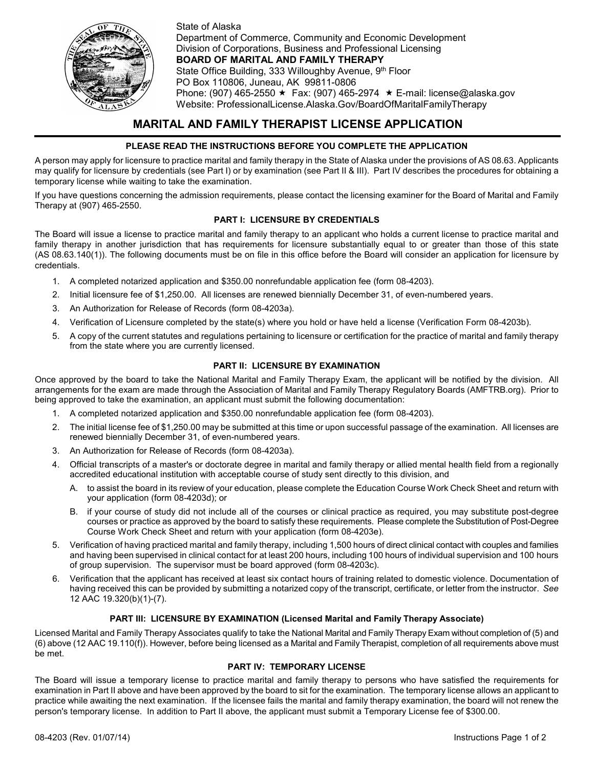State of Alaska
Department of Commerce, Community and Economic Development
Division of Corporations, Business and Professional Licensing
**BOARD OF MARITAL AND FAMILY THERAPY**
State Office Building, 333 Willoughby Avenue, 9th Floor
PO Box 110806, Juneau, AK 99811-0806
Phone: (907) 465-2550 ★ Fax: (907) 465-2974 ★ E-mail: license@alaska.gov
Website: ProfessionalLicense.Alaska.Gov/BoardOfMaritalFamilyTherapy

# MARITAL AND FAMILY THERAPIST LICENSE APPLICATION

### PLEASE READ THE INSTRUCTIONS BEFORE YOU COMPLETE THE APPLICATION

A person may apply for licensure to practice marital and family therapy in the State of Alaska under the provisions of AS 08.63. Applicants may qualify for licensure by credentials (see Part I) or by examination (see Part II & III). Part IV describes the procedures for obtaining a temporary license while waiting to take the examination.

If you have questions concerning the admission requirements, please contact the licensing examiner for the Board of Marital and Family Therapy at (907) 465-2550.

### PART I: LICENSURE BY CREDENTIALS

The Board will issue a license to practice marital and family therapy to an applicant who holds a current license to practice marital and family therapy in another jurisdiction that has requirements for licensure substantially equal to or greater than those of this state (AS 08.63.140(1)). The following documents must be on file in this office before the Board will consider an application for licensure by credentials.

1. A completed notarized application and $350.00 nonrefundable application fee (form 08-4203).
2. Initial licensure fee of $1,250.00. All licenses are renewed biennially December 31, of even-numbered years.
3. An Authorization for Release of Records (form 08-4203a).
4. Verification of Licensure completed by the state(s) where you hold or have held a license (Verification Form 08-4203b).
5. A copy of the current statutes and regulations pertaining to licensure or certification for the practice of marital and family therapy from the state where you are currently licensed.

### PART II: LICENSURE BY EXAMINATION

Once approved by the board to take the National Marital and Family Therapy Exam, the applicant will be notified by the division. All arrangements for the exam are made through the Association of Marital and Family Therapy Regulatory Boards (AMFTRB.org). Prior to being approved to take the examination, an applicant must submit the following documentation:

1. A completed notarized application and $350.00 nonrefundable application fee (form 08-4203).
2. The initial license fee of $1,250.00 may be submitted at this time or upon successful passage of the examination. All licenses are renewed biennially December 31, of even-numbered years.
3. An Authorization for Release of Records (form 08-4203a).
4. Official transcripts of a master's or doctorate degree in marital and family therapy or allied mental health field from a regionally accredited educational institution with acceptable course of study sent directly to this division, and
   A. to assist the board in its review of your education, please complete the Education Course Work Check Sheet and return with your application (form 08-4203d); or
   B. if your course of study did not include all of the courses or clinical practice as required, you may substitute post-degree courses or practice as approved by the board to satisfy these requirements. Please complete the Substitution of Post-Degree Course Work Check Sheet and return with your application (form 08-4203e).
5. Verification of having practiced marital and family therapy, including 1,500 hours of direct clinical contact with couples and families and having been supervised in clinical contact for at least 200 hours, including 100 hours of individual supervision and 100 hours of group supervision. The supervisor must be board approved (form 08-4203c).
6. Verification that the applicant has received at least six contact hours of training related to domestic violence. Documentation of having received this can be provided by submitting a notarized copy of the transcript, certificate, or letter from the instructor. *See* 12 AAC 19.320(b)(1)-(7).

### PART III: LICENSURE BY EXAMINATION (Licensed Marital and Family Therapy Associate)

Licensed Marital and Family Therapy Associates qualify to take the National Marital and Family Therapy Exam without completion of (5) and (6) above (12 AAC 19.110(f)). However, before being licensed as a Marital and Family Therapist, completion of all requirements above must be met.

### PART IV: TEMPORARY LICENSE

The Board will issue a temporary license to practice marital and family therapy to persons who have satisfied the requirements for examination in Part II above and have been approved by the board to sit for the examination. The temporary license allows an applicant to practice while awaiting the next examination. If the licensee fails the marital and family therapy examination, the board will not renew the person's temporary license. In addition to Part II above, the applicant must submit a Temporary License fee of $300.00.

08-4203 (Rev. 01/07/14)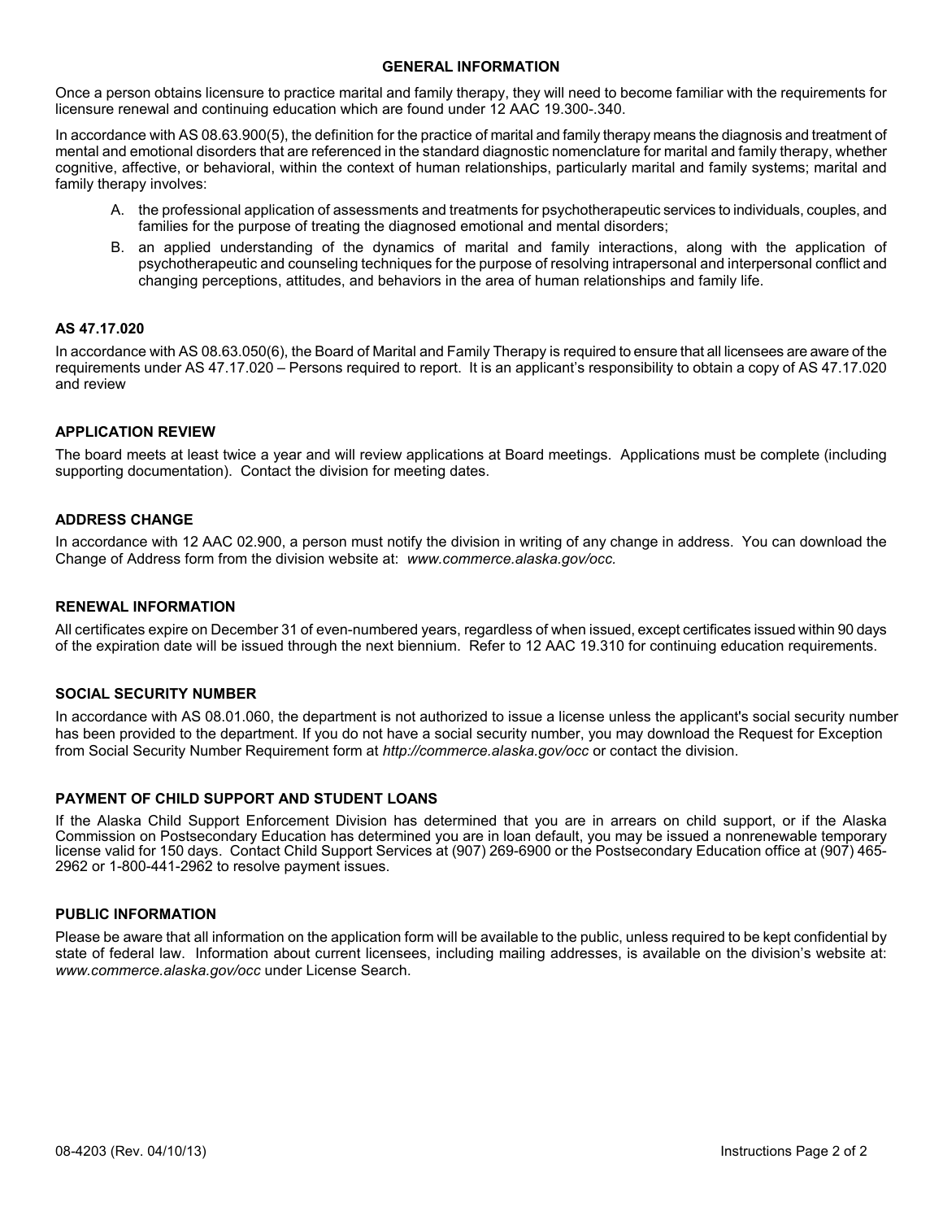## GENERAL INFORMATION

Once a person obtains licensure to practice marital and family therapy, they will need to become familiar with the requirements for licensure renewal and continuing education which are found under 12 AAC 19.300-.340.

In accordance with AS 08.63.900(5), the definition for the practice of marital and family therapy means the diagnosis and treatment of mental and emotional disorders that are referenced in the standard diagnostic nomenclature for marital and family therapy, whether cognitive, affective, or behavioral, within the context of human relationships, particularly marital and family systems; marital and family therapy involves:

A. the professional application of assessments and treatments for psychotherapeutic services to individuals, couples, and families for the purpose of treating the diagnosed emotional and mental disorders;

B. an applied understanding of the dynamics of marital and family interactions, along with the application of psychotherapeutic and counseling techniques for the purpose of resolving intrapersonal and interpersonal conflict and changing perceptions, attitudes, and behaviors in the area of human relationships and family life.

### AS 47.17.020

In accordance with AS 08.63.050(6), the Board of Marital and Family Therapy is required to ensure that all licensees are aware of the requirements under AS 47.17.020 – Persons required to report. It is an applicant's responsibility to obtain a copy of AS 47.17.020 and review

### APPLICATION REVIEW

The board meets at least twice a year and will review applications at Board meetings. Applications must be complete (including supporting documentation). Contact the division for meeting dates.

### ADDRESS CHANGE

In accordance with 12 AAC 02.900, a person must notify the division in writing of any change in address. You can download the Change of Address form from the division website at: *www.commerce.alaska.gov/occ.*

### RENEWAL INFORMATION

All certificates expire on December 31 of even-numbered years, regardless of when issued, except certificates issued within 90 days of the expiration date will be issued through the next biennium. Refer to 12 AAC 19.310 for continuing education requirements.

### SOCIAL SECURITY NUMBER

In accordance with AS 08.01.060, the department is not authorized to issue a license unless the applicant's social security number has been provided to the department. If you do not have a social security number, you may download the Request for Exception from Social Security Number Requirement form at *http://commerce.alaska.gov/occ* or contact the division.

### PAYMENT OF CHILD SUPPORT AND STUDENT LOANS

If the Alaska Child Support Enforcement Division has determined that you are in arrears on child support, or if the Alaska Commission on Postsecondary Education has determined you are in loan default, you may be issued a nonrenewable temporary license valid for 150 days. Contact Child Support Services at (907) 269-6900 or the Postsecondary Education office at (907) 465-2962 or 1-800-441-2962 to resolve payment issues.

### PUBLIC INFORMATION

Please be aware that all information on the application form will be available to the public, unless required to be kept confidential by state of federal law. Information about current licensees, including mailing addresses, is available on the division's website at: *www.commerce.alaska.gov/occ* under License Search.

08-4203 (Rev. 04/10/13)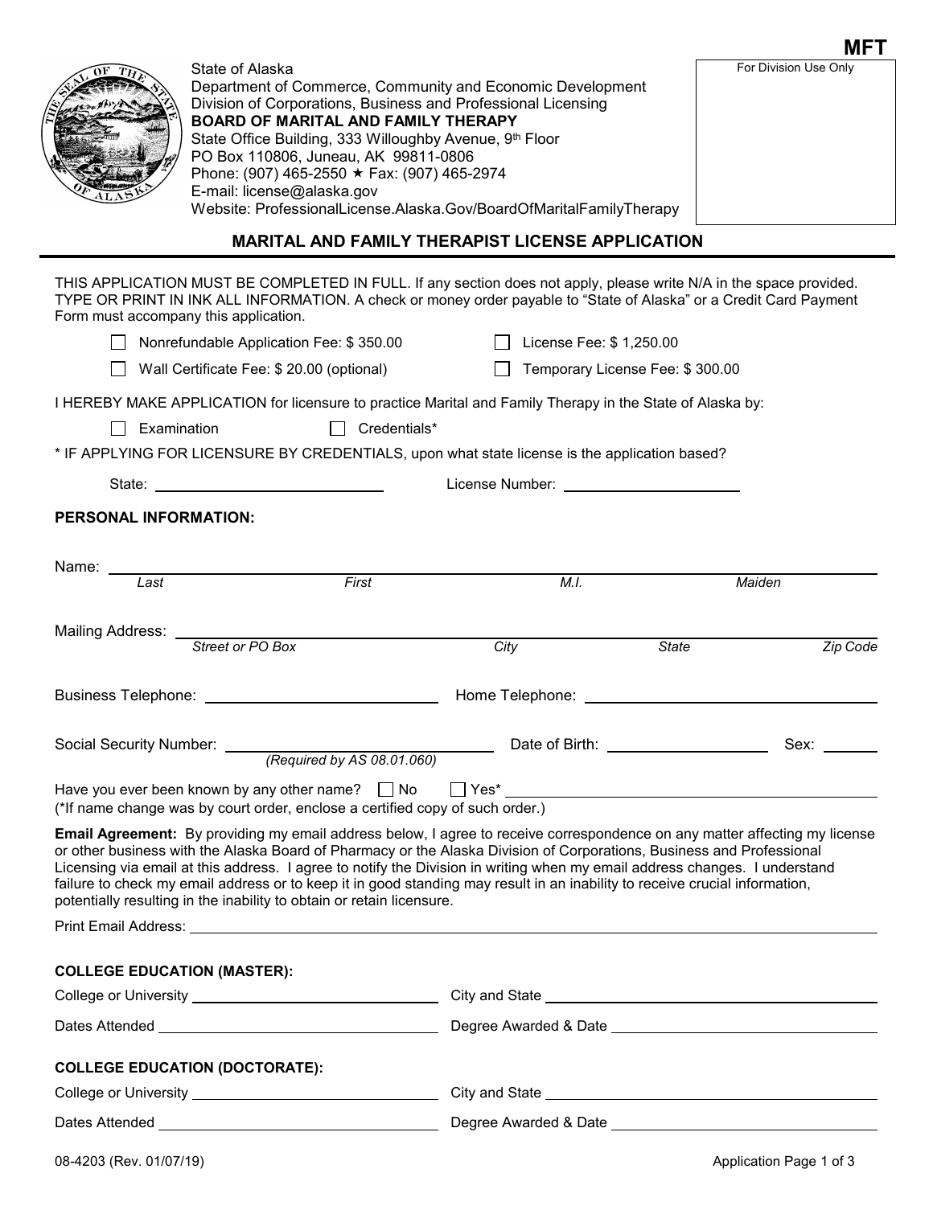MFT

For Division Use Only

State of Alaska
Department of Commerce, Community and Economic Development
Division of Corporations, Business and Professional Licensing
**BOARD OF MARITAL AND FAMILY THERAPY**
State Office Building, 333 Willoughby Avenue, 9th Floor
PO Box 110806, Juneau, AK 99811-0806
Phone: (907) 465-2550 ★ Fax: (907) 465-2974
E-mail: license@alaska.gov
Website: ProfessionalLicense.Alaska.Gov/BoardOfMaritalFamilyTherapy

# MARITAL AND FAMILY THERAPIST LICENSE APPLICATION

THIS APPLICATION MUST BE COMPLETED IN FULL. If any section does not apply, please write N/A in the space provided. TYPE OR PRINT IN INK ALL INFORMATION. A check or money order payable to "State of Alaska" or a Credit Card Payment Form must accompany this application.

☐ Nonrefundable Application Fee: $ 350.00 ☐ License Fee: $ 1,250.00

☐ Wall Certificate Fee: $ 20.00 (optional) ☐ Temporary License Fee: $ 300.00

I HEREBY MAKE APPLICATION for licensure to practice Marital and Family Therapy in the State of Alaska by:

☐ Examination ☐ Credentials*

* IF APPLYING FOR LICENSURE BY CREDENTIALS, upon what state license is the application based?

State: ____________________ License Number: ____________________

## PERSONAL INFORMATION:

Name: ________________________________________________________________
*Last* *First* *M.I.* *Maiden*

Mailing Address: ________________________________________________________________
*Street or PO Box* *City* *State* *Zip Code*

Business Telephone: ____________________ Home Telephone: ____________________

Social Security Number: ____________________ Date of Birth: ____________________ Sex: ______
*(Required by AS 08.01.060)*

Have you ever been known by any other name? ☐ No ☐ Yes* ____________________
(*If name change was by court order, enclose a certified copy of such order.)

**Email Agreement:** By providing my email address below, I agree to receive correspondence on any matter affecting my license or other business with the Alaska Board of Pharmacy or the Alaska Division of Corporations, Business and Professional Licensing via email at this address. I agree to notify the Division in writing when my email address changes. I understand failure to check my email address or to keep it in good standing may result in an inability to receive crucial information, potentially resulting in the inability to obtain or retain licensure.

Print Email Address: ________________________________________________________________

## COLLEGE EDUCATION (MASTER):

College or University ____________________ City and State ____________________

Dates Attended ____________________ Degree Awarded & Date ____________________

## COLLEGE EDUCATION (DOCTORATE):

College or University ____________________ City and State ____________________

Dates Attended ____________________ Degree Awarded & Date ____________________

08-4203 (Rev. 01/07/19)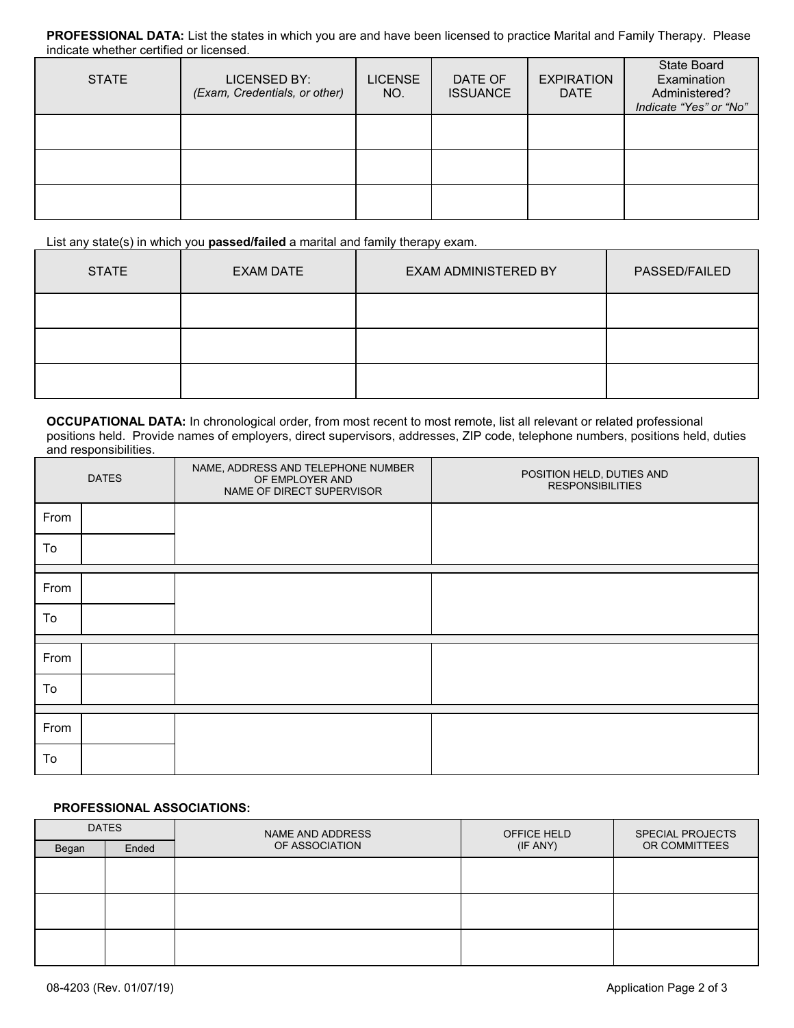**PROFESSIONAL DATA:** List the states in which you are and have been licensed to practice Marital and Family Therapy. Please indicate whether certified or licensed.

| STATE | LICENSED BY: *(Exam, Credentials, or other)* | LICENSE NO. | DATE OF ISSUANCE | EXPIRATION DATE | State Board Examination Administered? *Indicate "Yes" or "No"* |
|---|---|---|---|---|---|
| | | | | | |
| | | | | | |
| | | | | | |

List any state(s) in which you **passed/failed** a marital and family therapy exam.

| STATE | EXAM DATE | EXAM ADMINISTERED BY | PASSED/FAILED |
|---|---|---|---|
| | | | |
| | | | |
| | | | |

**OCCUPATIONAL DATA:** In chronological order, from most recent to most remote, list all relevant or related professional positions held. Provide names of employers, direct supervisors, addresses, ZIP code, telephone numbers, positions held, duties and responsibilities.

| DATES | | NAME, ADDRESS AND TELEPHONE NUMBER OF EMPLOYER AND NAME OF DIRECT SUPERVISOR | POSITION HELD, DUTIES AND RESPONSIBILITIES |
|---|---|---|---|
| From | | | |
| To | | | |
| From | | | |
| To | | | |
| From | | | |
| To | | | |
| From | | | |
| To | | | |

**PROFESSIONAL ASSOCIATIONS:**

| DATES | | NAME AND ADDRESS OF ASSOCIATION | OFFICE HELD (IF ANY) | SPECIAL PROJECTS OR COMMITTEES |
|---|---|---|---|---|
| Began | Ended | | | |
| | | | | |
| | | | | |
| | | | | |

08-4203 (Rev. 01/07/19)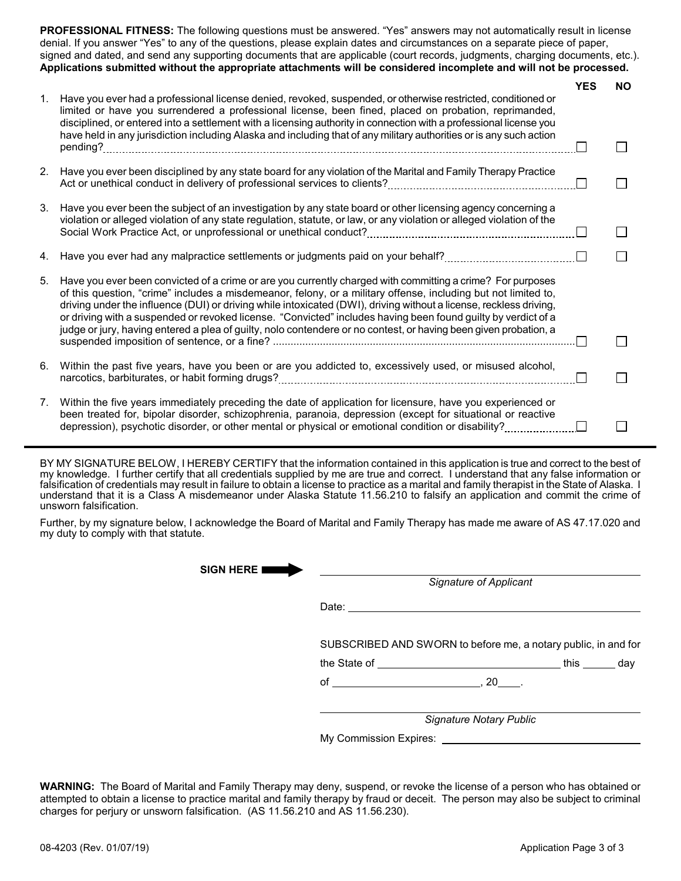**PROFESSIONAL FITNESS:** The following questions must be answered. "Yes" answers may not automatically result in license denial. If you answer "Yes" to any of the questions, please explain dates and circumstances on a separate piece of paper, signed and dated, and send any supporting documents that are applicable (court records, judgments, charging documents, etc.). **Applications submitted without the appropriate attachments will be considered incomplete and will not be processed.**

| | Question | YES | NO |
|---|---|---|---|
| 1. | Have you ever had a professional license denied, revoked, suspended, or otherwise restricted, conditioned or limited or have you surrendered a professional license, been fined, placed on probation, reprimanded, disciplined, or entered into a settlement with a licensing authority in connection with a professional license you have held in any jurisdiction including Alaska and including that of any military authorities or is any such action pending? | ☐ | ☐ |
| 2. | Have you ever been disciplined by any state board for any violation of the Marital and Family Therapy Practice Act or unethical conduct in delivery of professional services to clients? | ☐ | ☐ |
| 3. | Have you ever been the subject of an investigation by any state board or other licensing agency concerning a violation or alleged violation of any state regulation, statute, or law, or any violation or alleged violation of the Social Work Practice Act, or unprofessional or unethical conduct? | ☐ | ☐ |
| 4. | Have you ever had any malpractice settlements or judgments paid on your behalf? | ☐ | ☐ |
| 5. | Have you ever been convicted of a crime or are you currently charged with committing a crime? For purposes of this question, "crime" includes a misdemeanor, felony, or a military offense, including but not limited to, driving under the influence (DUI) or driving while intoxicated (DWI), driving without a license, reckless driving, or driving with a suspended or revoked license. "Convicted" includes having been found guilty by verdict of a judge or jury, having entered a plea of guilty, nolo contendere or no contest, or having been given probation, a suspended imposition of sentence, or a fine? | ☐ | ☐ |
| 6. | Within the past five years, have you been or are you addicted to, excessively used, or misused alcohol, narcotics, barbiturates, or habit forming drugs? | ☐ | ☐ |
| 7. | Within the five years immediately preceding the date of application for licensure, have you experienced or been treated for, bipolar disorder, schizophrenia, paranoia, depression (except for situational or reactive depression), psychotic disorder, or other mental or physical or emotional condition or disability? | ☐ | ☐ |

BY MY SIGNATURE BELOW, I HEREBY CERTIFY that the information contained in this application is true and correct to the best of my knowledge. I further certify that all credentials supplied by me are true and correct. I understand that any false information or falsification of credentials may result in failure to obtain a license to practice as a marital and family therapist in the State of Alaska. I understand that it is a Class A misdemeanor under Alaska Statute 11.56.210 to falsify an application and commit the crime of unsworn falsification.

Further, by my signature below, I acknowledge the Board of Marital and Family Therapy has made me aware of AS 47.17.020 and my duty to comply with that statute.

**SIGN HERE** ➡ ______________________________

*Signature of Applicant*

Date: ______________________________

SUBSCRIBED AND SWORN to before me, a notary public, in and for the State of ______________________ this ______ day of ______________________, 20____.

______________________________

*Signature Notary Public*

My Commission Expires: ______________________

**WARNING:** The Board of Marital and Family Therapy may deny, suspend, or revoke the license of a person who has obtained or attempted to obtain a license to practice marital and family therapy by fraud or deceit. The person may also be subject to criminal charges for perjury or unsworn falsification. (AS 11.56.210 and AS 11.56.230).

08-4203 (Rev. 01/07/19)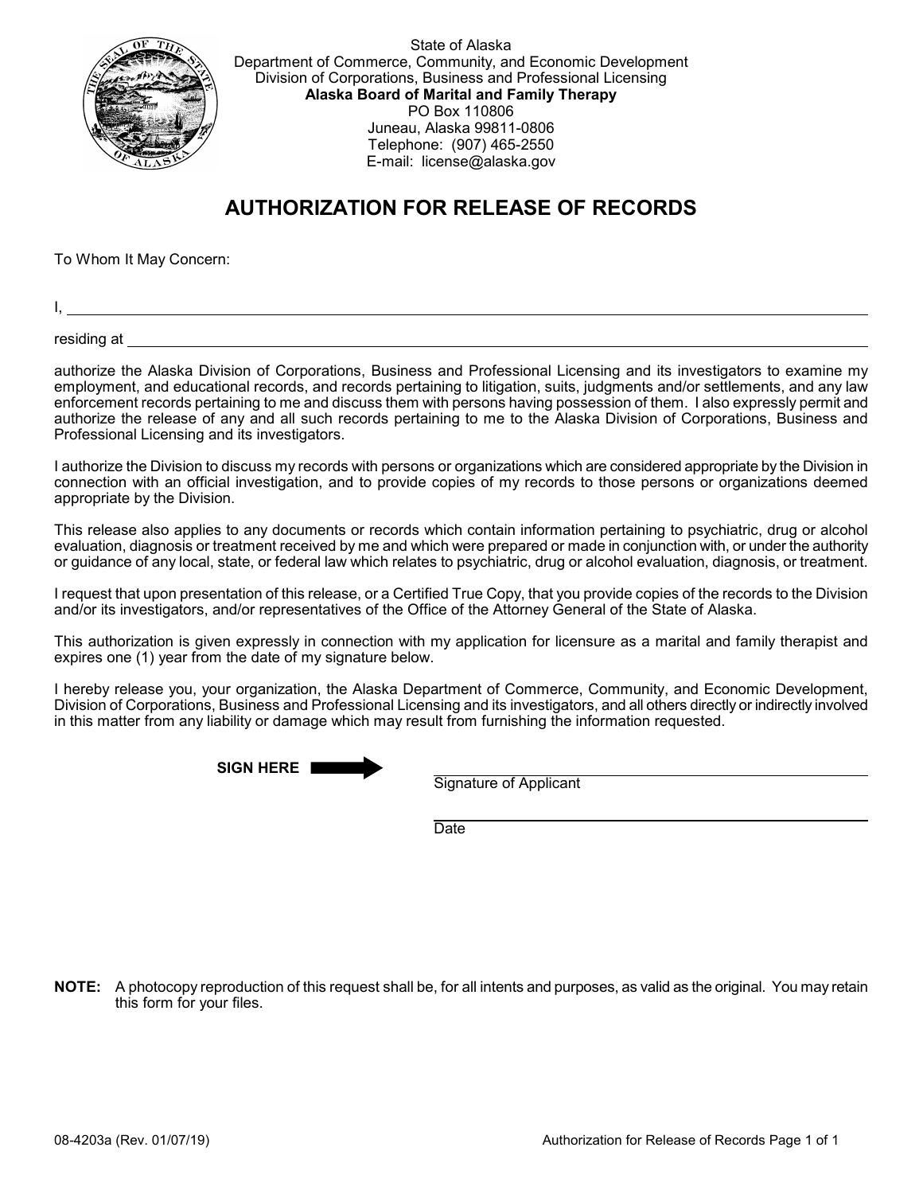State of Alaska
Department of Commerce, Community, and Economic Development
Division of Corporations, Business and Professional Licensing
**Alaska Board of Marital and Family Therapy**
PO Box 110806
Juneau, Alaska 99811-0806
Telephone: (907) 465-2550
E-mail: license@alaska.gov

# AUTHORIZATION FOR RELEASE OF RECORDS

To Whom It May Concern:

I, ______________________________________________________________________

residing at ______________________________________________________________

authorize the Alaska Division of Corporations, Business and Professional Licensing and its investigators to examine my employment, and educational records, and records pertaining to litigation, suits, judgments and/or settlements, and any law enforcement records pertaining to me and discuss them with persons having possession of them. I also expressly permit and authorize the release of any and all such records pertaining to me to the Alaska Division of Corporations, Business and Professional Licensing and its investigators.

I authorize the Division to discuss my records with persons or organizations which are considered appropriate by the Division in connection with an official investigation, and to provide copies of my records to those persons or organizations deemed appropriate by the Division.

This release also applies to any documents or records which contain information pertaining to psychiatric, drug or alcohol evaluation, diagnosis or treatment received by me and which were prepared or made in conjunction with, or under the authority or guidance of any local, state, or federal law which relates to psychiatric, drug or alcohol evaluation, diagnosis, or treatment.

I request that upon presentation of this release, or a Certified True Copy, that you provide copies of the records to the Division and/or its investigators, and/or representatives of the Office of the Attorney General of the State of Alaska.

This authorization is given expressly in connection with my application for licensure as a marital and family therapist and expires one (1) year from the date of my signature below.

I hereby release you, your organization, the Alaska Department of Commerce, Community, and Economic Development, Division of Corporations, Business and Professional Licensing and its investigators, and all others directly or indirectly involved in this matter from any liability or damage which may result from furnishing the information requested.

**SIGN HERE** ➡ ______________________________
Signature of Applicant

______________________________
Date

**NOTE:** A photocopy reproduction of this request shall be, for all intents and purposes, as valid as the original. You may retain this form for your files.

08-4203a (Rev. 01/07/19)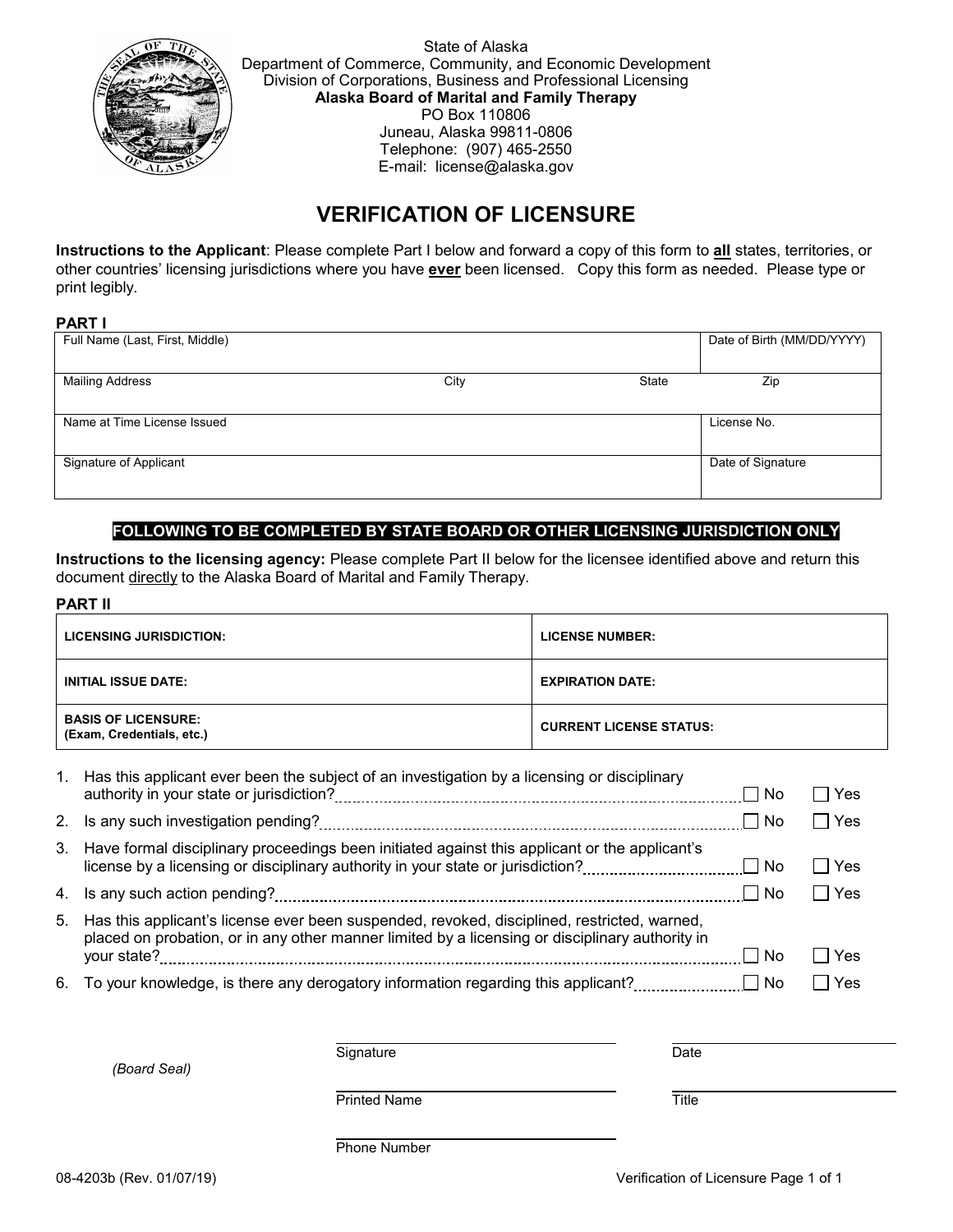State of Alaska
Department of Commerce, Community, and Economic Development
Division of Corporations, Business and Professional Licensing
**Alaska Board of Marital and Family Therapy**
PO Box 110806
Juneau, Alaska 99811-0806
Telephone: (907) 465-2550
E-mail: license@alaska.gov

# VERIFICATION OF LICENSURE

**Instructions to the Applicant**: Please complete Part I below and forward a copy of this form to **all** states, territories, or other countries' licensing jurisdictions where you have **ever** been licensed. Copy this form as needed. Please type or print legibly.

**PART I**

| Full Name (Last, First, Middle) | | | Date of Birth (MM/DD/YYYY) |
|---|---|---|---|
| Mailing Address | City | State | Zip |
| Name at Time License Issued | | | License No. |
| Signature of Applicant | | | Date of Signature |

**FOLLOWING TO BE COMPLETED BY STATE BOARD OR OTHER LICENSING JURISDICTION ONLY**

**Instructions to the licensing agency:** Please complete Part II below for the licensee identified above and return this document directly to the Alaska Board of Marital and Family Therapy.

**PART II**

| | |
|---|---|
| **LICENSING JURISDICTION:** | **LICENSE NUMBER:** |
| **INITIAL ISSUE DATE:** | **EXPIRATION DATE:** |
| **BASIS OF LICENSURE: (Exam, Credentials, etc.)** | **CURRENT LICENSE STATUS:** |

1. Has this applicant ever been the subject of an investigation by a licensing or disciplinary authority in your state or jurisdiction? ☐ No ☐ Yes
2. Is any such investigation pending? ☐ No ☐ Yes
3. Have formal disciplinary proceedings been initiated against this applicant or the applicant's license by a licensing or disciplinary authority in your state or jurisdiction? ☐ No ☐ Yes
4. Is any such action pending? ☐ No ☐ Yes
5. Has this applicant's license ever been suspended, revoked, disciplined, restricted, warned, placed on probation, or in any other manner limited by a licensing or disciplinary authority in your state? ☐ No ☐ Yes
6. To your knowledge, is there any derogatory information regarding this applicant? ☐ No ☐ Yes

*(Board Seal)*

Signature ______________________ Date ______________________

Printed Name ______________________ Title ______________________

Phone Number ______________________

08-4203b (Rev. 01/07/19)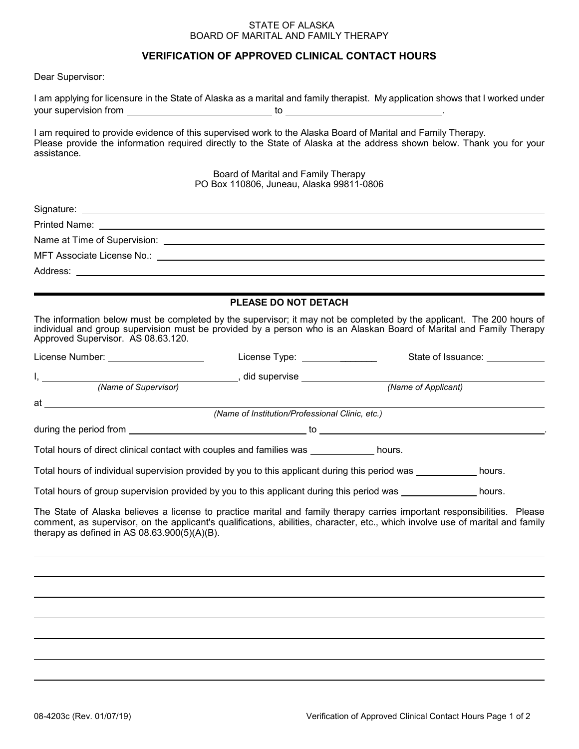STATE OF ALASKA
BOARD OF MARITAL AND FAMILY THERAPY

## VERIFICATION OF APPROVED CLINICAL CONTACT HOURS

Dear Supervisor:

I am applying for licensure in the State of Alaska as a marital and family therapist. My application shows that I worked under your supervision from ____________________ to ____________________.

I am required to provide evidence of this supervised work to the Alaska Board of Marital and Family Therapy. Please provide the information required directly to the State of Alaska at the address shown below. Thank you for your assistance.

Board of Marital and Family Therapy
PO Box 110806, Juneau, Alaska 99811-0806

Signature: ____________________

Printed Name: ____________________

Name at Time of Supervision: ____________________

MFT Associate License No.: ____________________

Address: ____________________

---

### PLEASE DO NOT DETACH

The information below must be completed by the supervisor; it may not be completed by the applicant. The 200 hours of individual and group supervision must be provided by a person who is an Alaskan Board of Marital and Family Therapy Approved Supervisor. AS 08.63.120.

License Number: ____________ License Type: ____________ State of Issuance: ____________

I, ____________________, did supervise ____________________
*(Name of Supervisor)* *(Name of Applicant)*

at ____________________
*(Name of Institution/Professional Clinic, etc.)*

during the period from ____________________ to ____________________.

Total hours of direct clinical contact with couples and families was __________ hours.

Total hours of individual supervision provided by you to this applicant during this period was __________ hours.

Total hours of group supervision provided by you to this applicant during this period was __________ hours.

The State of Alaska believes a license to practice marital and family therapy carries important responsibilities. Please comment, as supervisor, on the applicant's qualifications, abilities, character, etc., which involve use of marital and family therapy as defined in AS 08.63.900(5)(A)(B).

____________________

____________________

____________________

____________________

____________________

____________________

____________________

08-4203c (Rev. 01/07/19)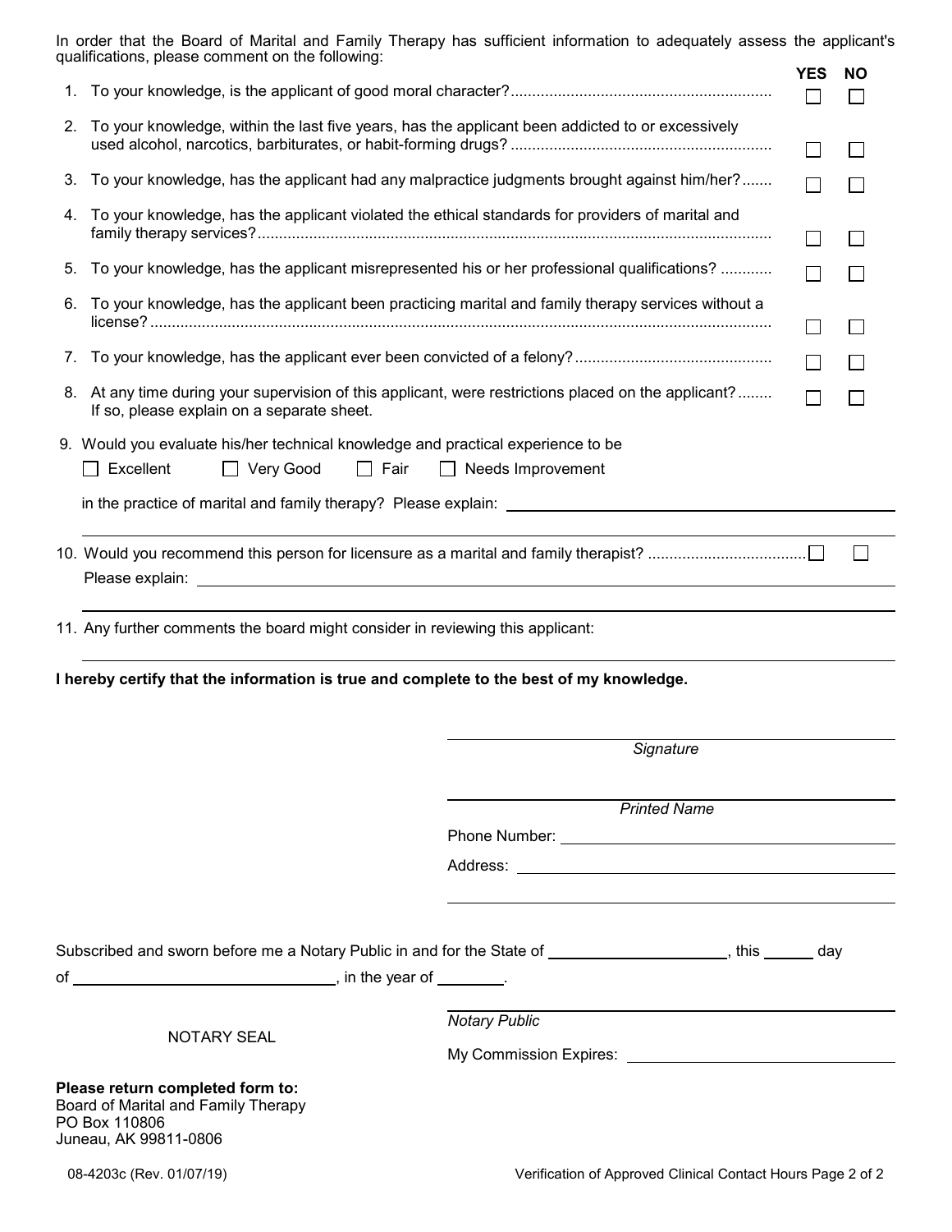In order that the Board of Marital and Family Therapy has sufficient information to adequately assess the applicant's qualifications, please comment on the following:

| | | YES | NO |
|---|---|---|---|
| 1. | To your knowledge, is the applicant of good moral character? | ☐ | ☐ |
| 2. | To your knowledge, within the last five years, has the applicant been addicted to or excessively used alcohol, narcotics, barbiturates, or habit-forming drugs? | ☐ | ☐ |
| 3. | To your knowledge, has the applicant had any malpractice judgments brought against him/her? | ☐ | ☐ |
| 4. | To your knowledge, has the applicant violated the ethical standards for providers of marital and family therapy services? | ☐ | ☐ |
| 5. | To your knowledge, has the applicant misrepresented his or her professional qualifications? | ☐ | ☐ |
| 6. | To your knowledge, has the applicant been practicing marital and family therapy services without a license? | ☐ | ☐ |
| 7. | To your knowledge, has the applicant ever been convicted of a felony? | ☐ | ☐ |
| 8. | At any time during your supervision of this applicant, were restrictions placed on the applicant? If so, please explain on a separate sheet. | ☐ | ☐ |

9. Would you evaluate his/her technical knowledge and practical experience to be

☐ Excellent ☐ Very Good ☐ Fair ☐ Needs Improvement

in the practice of marital and family therapy? Please explain: ______________________________

______________________________

10. Would you recommend this person for licensure as a marital and family therapist? ☐ ☐

Please explain: ______________________________

______________________________

11. Any further comments the board might consider in reviewing this applicant:

______________________________

**I hereby certify that the information is true and complete to the best of my knowledge.**

______________________________
*Signature*

______________________________
*Printed Name*

Phone Number: ______________________________

Address: ______________________________

______________________________

Subscribed and sworn before me a Notary Public in and for the State of ____________________, this ______ day of ______________________________, in the year of ________.

NOTARY SEAL

______________________________
*Notary Public*

My Commission Expires: ______________________________

**Please return completed form to:**
Board of Marital and Family Therapy
PO Box 110806
Juneau, AK 99811-0806

08-4203c (Rev. 01/07/19) Verification of Approved Clinical Contact Hours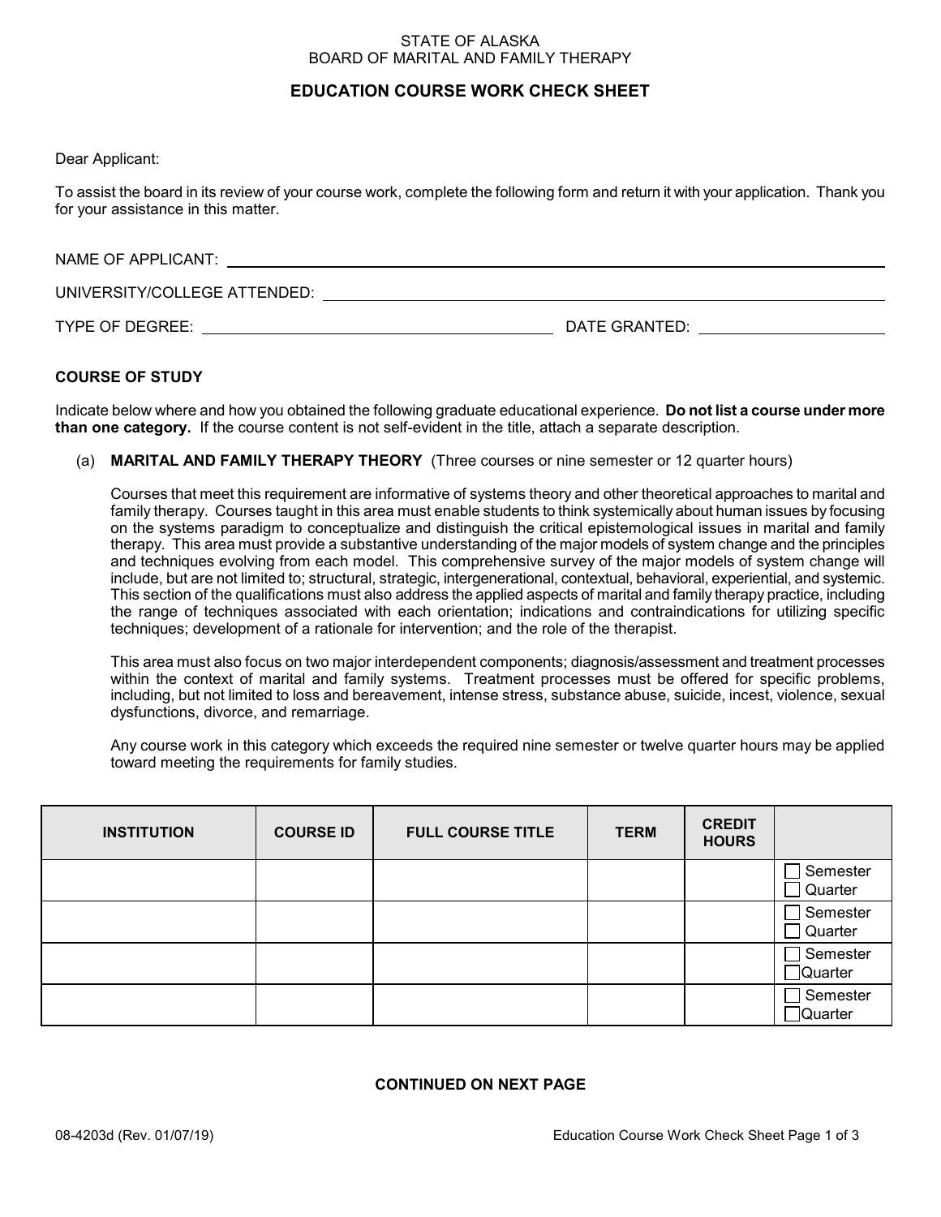STATE OF ALASKA
BOARD OF MARITAL AND FAMILY THERAPY

# EDUCATION COURSE WORK CHECK SHEET

Dear Applicant:

To assist the board in its review of your course work, complete the following form and return it with your application. Thank you for your assistance in this matter.

NAME OF APPLICANT: ______________________________

UNIVERSITY/COLLEGE ATTENDED: ______________________________

TYPE OF DEGREE: ______________________________ DATE GRANTED: ______________

## COURSE OF STUDY

Indicate below where and how you obtained the following graduate educational experience. **Do not list a course under more than one category.** If the course content is not self-evident in the title, attach a separate description.

(a) **MARITAL AND FAMILY THERAPY THEORY** (Three courses or nine semester or 12 quarter hours)

Courses that meet this requirement are informative of systems theory and other theoretical approaches to marital and family therapy. Courses taught in this area must enable students to think systemically about human issues by focusing on the systems paradigm to conceptualize and distinguish the critical epistemological issues in marital and family therapy. This area must provide a substantive understanding of the major models of system change and the principles and techniques evolving from each model. This comprehensive survey of the major models of system change will include, but are not limited to; structural, strategic, intergenerational, contextual, behavioral, experiential, and systemic. This section of the qualifications must also address the applied aspects of marital and family therapy practice, including the range of techniques associated with each orientation; indications and contraindications for utilizing specific techniques; development of a rationale for intervention; and the role of the therapist.

This area must also focus on two major interdependent components; diagnosis/assessment and treatment processes within the context of marital and family systems. Treatment processes must be offered for specific problems, including, but not limited to loss and bereavement, intense stress, substance abuse, suicide, incest, violence, sexual dysfunctions, divorce, and remarriage.

Any course work in this category which exceeds the required nine semester or twelve quarter hours may be applied toward meeting the requirements for family studies.

| INSTITUTION | COURSE ID | FULL COURSE TITLE | TERM | CREDIT HOURS | |
|---|---|---|---|---|---|
| | | | | | ☐ Semester ☐ Quarter |
| | | | | | ☐ Semester ☐ Quarter |
| | | | | | ☐ Semester ☐ Quarter |
| | | | | | ☐ Semester ☐ Quarter |

**CONTINUED ON NEXT PAGE**

08-4203d (Rev. 01/07/19)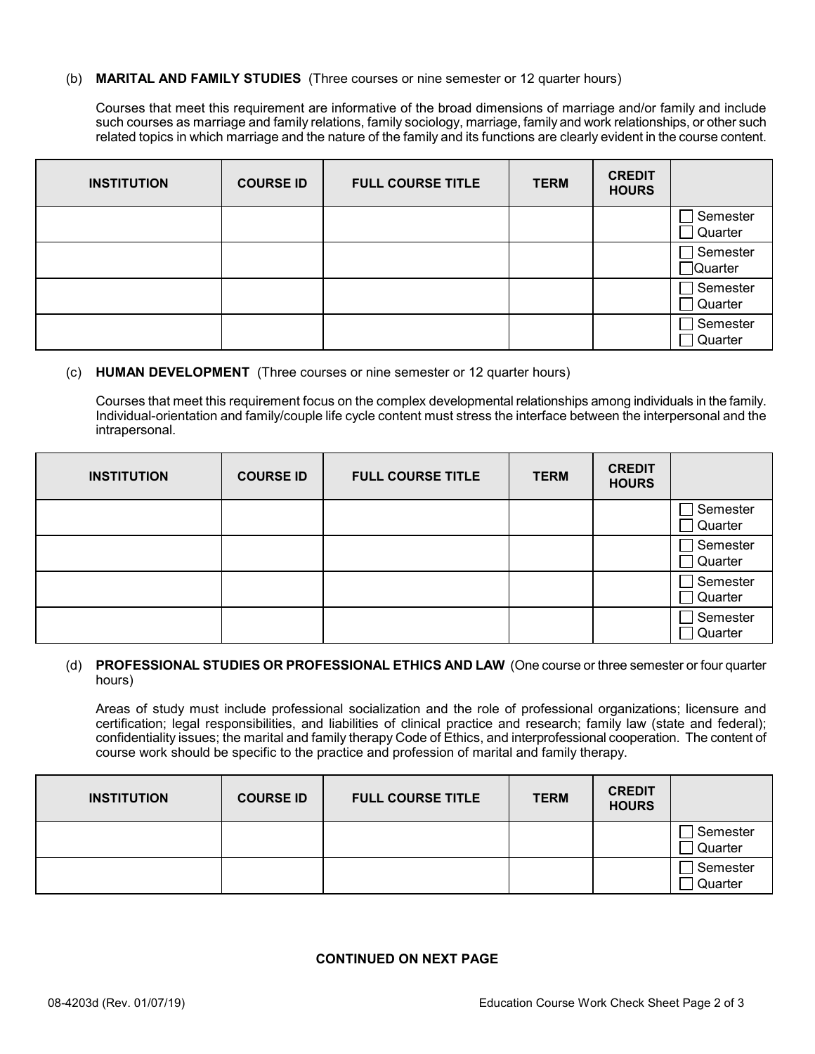(b) **MARITAL AND FAMILY STUDIES** (Three courses or nine semester or 12 quarter hours)

Courses that meet this requirement are informative of the broad dimensions of marriage and/or family and include such courses as marriage and family relations, family sociology, marriage, family and work relationships, or other such related topics in which marriage and the nature of the family and its functions are clearly evident in the course content.

| INSTITUTION | COURSE ID | FULL COURSE TITLE | TERM | CREDIT HOURS | |
|---|---|---|---|---|---|
| | | | | | ☐ Semester ☐ Quarter |
| | | | | | ☐ Semester ☐ Quarter |
| | | | | | ☐ Semester ☐ Quarter |
| | | | | | ☐ Semester ☐ Quarter |

(c) **HUMAN DEVELOPMENT** (Three courses or nine semester or 12 quarter hours)

Courses that meet this requirement focus on the complex developmental relationships among individuals in the family. Individual-orientation and family/couple life cycle content must stress the interface between the interpersonal and the intrapersonal.

| INSTITUTION | COURSE ID | FULL COURSE TITLE | TERM | CREDIT HOURS | |
|---|---|---|---|---|---|
| | | | | | ☐ Semester ☐ Quarter |
| | | | | | ☐ Semester ☐ Quarter |
| | | | | | ☐ Semester ☐ Quarter |
| | | | | | ☐ Semester ☐ Quarter |

(d) **PROFESSIONAL STUDIES OR PROFESSIONAL ETHICS AND LAW** (One course or three semester or four quarter hours)

Areas of study must include professional socialization and the role of professional organizations; licensure and certification; legal responsibilities, and liabilities of clinical practice and research; family law (state and federal); confidentiality issues; the marital and family therapy Code of Ethics, and interprofessional cooperation. The content of course work should be specific to the practice and profession of marital and family therapy.

| INSTITUTION | COURSE ID | FULL COURSE TITLE | TERM | CREDIT HOURS | |
|---|---|---|---|---|---|
| | | | | | ☐ Semester ☐ Quarter |
| | | | | | ☐ Semester ☐ Quarter |

**CONTINUED ON NEXT PAGE**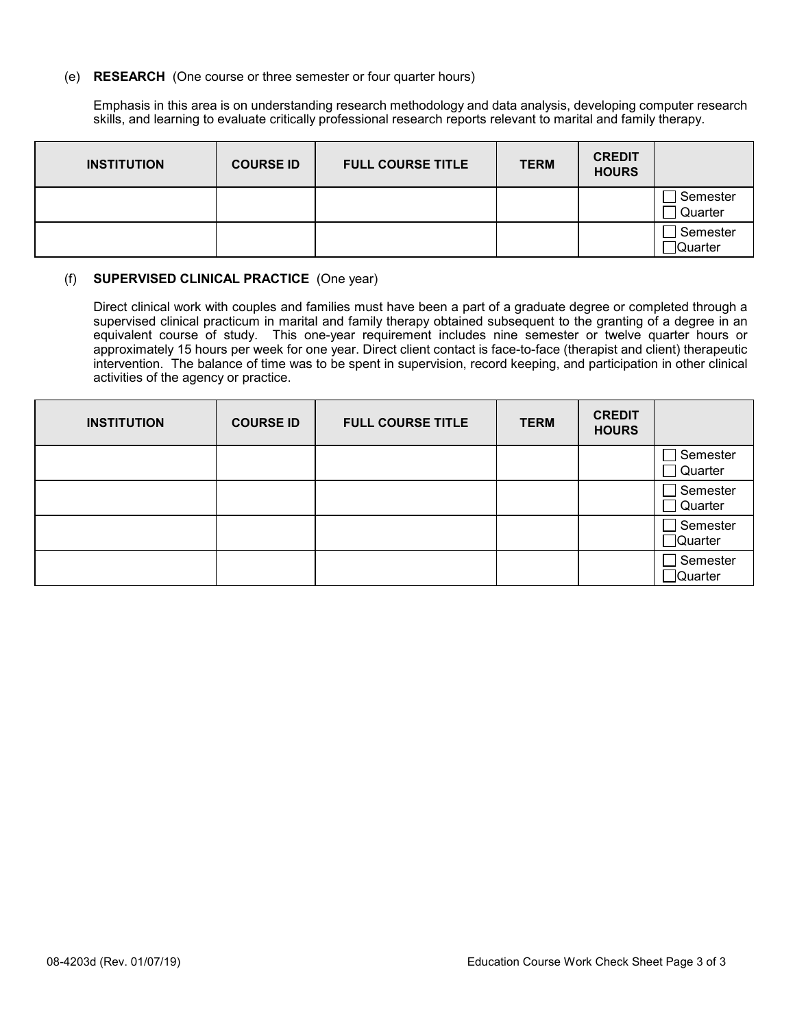(e) **RESEARCH** (One course or three semester or four quarter hours)

Emphasis in this area is on understanding research methodology and data analysis, developing computer research skills, and learning to evaluate critically professional research reports relevant to marital and family therapy.

| INSTITUTION | COURSE ID | FULL COURSE TITLE | TERM | CREDIT HOURS | |
|---|---|---|---|---|---|
| | | | | | ☐ Semester ☐ Quarter |
| | | | | | ☐ Semester ☐ Quarter |

(f) **SUPERVISED CLINICAL PRACTICE** (One year)

Direct clinical work with couples and families must have been a part of a graduate degree or completed through a supervised clinical practicum in marital and family therapy obtained subsequent to the granting of a degree in an equivalent course of study. This one-year requirement includes nine semester or twelve quarter hours or approximately 15 hours per week for one year. Direct client contact is face-to-face (therapist and client) therapeutic intervention. The balance of time was to be spent in supervision, record keeping, and participation in other clinical activities of the agency or practice.

| INSTITUTION | COURSE ID | FULL COURSE TITLE | TERM | CREDIT HOURS | |
|---|---|---|---|---|---|
| | | | | | ☐ Semester ☐ Quarter |
| | | | | | ☐ Semester ☐ Quarter |
| | | | | | ☐ Semester ☐ Quarter |
| | | | | | ☐ Semester ☐ Quarter |

08-4203d (Rev. 01/07/19)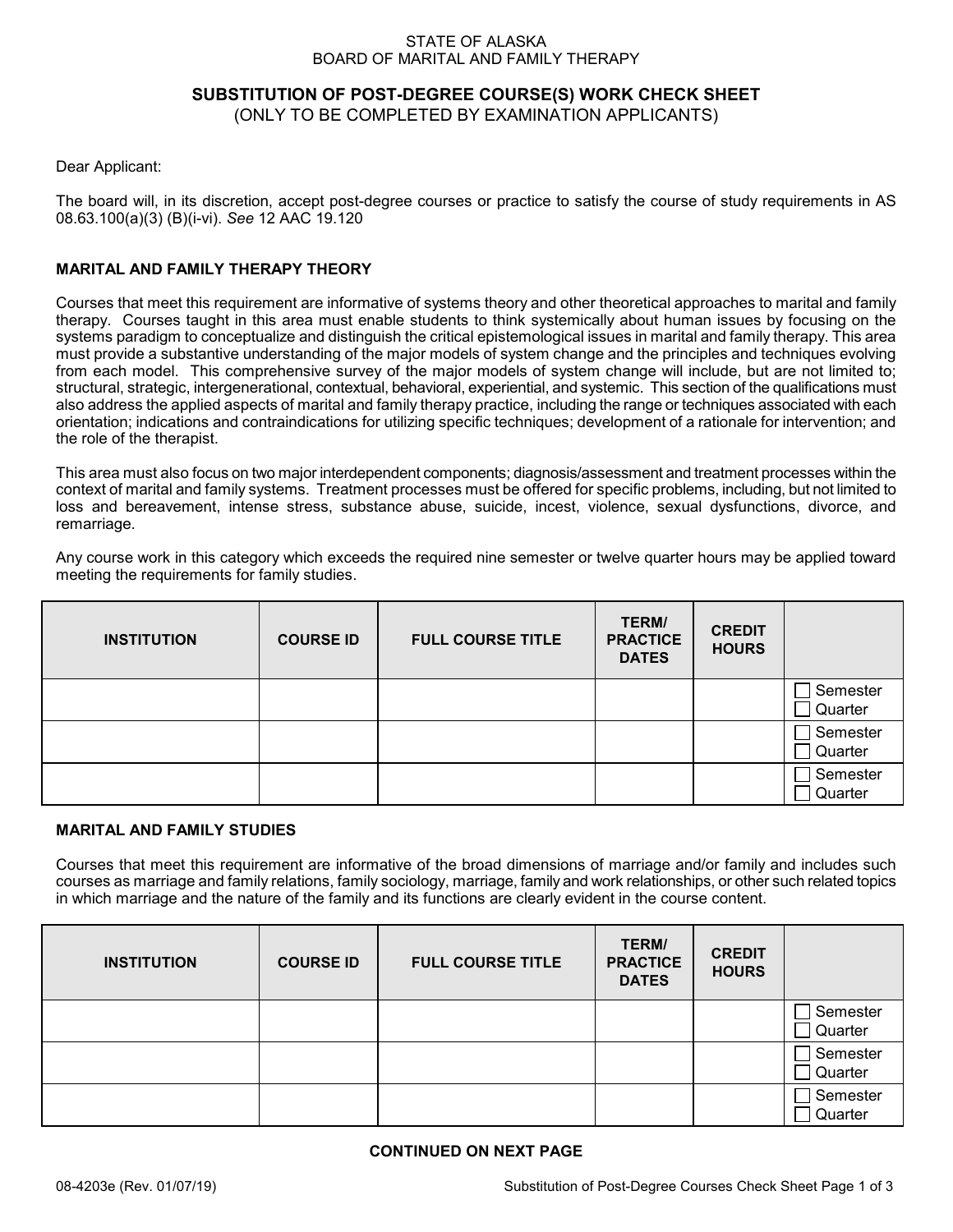STATE OF ALASKA
BOARD OF MARITAL AND FAMILY THERAPY

## SUBSTITUTION OF POST-DEGREE COURSE(S) WORK CHECK SHEET

(ONLY TO BE COMPLETED BY EXAMINATION APPLICANTS)

Dear Applicant:

The board will, in its discretion, accept post-degree courses or practice to satisfy the course of study requirements in AS 08.63.100(a)(3) (B)(i-vi). *See* 12 AAC 19.120

### MARITAL AND FAMILY THERAPY THEORY

Courses that meet this requirement are informative of systems theory and other theoretical approaches to marital and family therapy. Courses taught in this area must enable students to think systemically about human issues by focusing on the systems paradigm to conceptualize and distinguish the critical epistemological issues in marital and family therapy. This area must provide a substantive understanding of the major models of system change and the principles and techniques evolving from each model. This comprehensive survey of the major models of system change will include, but are not limited to; structural, strategic, intergenerational, contextual, behavioral, experiential, and systemic. This section of the qualifications must also address the applied aspects of marital and family therapy practice, including the range or techniques associated with each orientation; indications and contraindications for utilizing specific techniques; development of a rationale for intervention; and the role of the therapist.

This area must also focus on two major interdependent components; diagnosis/assessment and treatment processes within the context of marital and family systems. Treatment processes must be offered for specific problems, including, but not limited to loss and bereavement, intense stress, substance abuse, suicide, incest, violence, sexual dysfunctions, divorce, and remarriage.

Any course work in this category which exceeds the required nine semester or twelve quarter hours may be applied toward meeting the requirements for family studies.

| INSTITUTION | COURSE ID | FULL COURSE TITLE | TERM/ PRACTICE DATES | CREDIT HOURS | |
|---|---|---|---|---|---|
| | | | | | ☐ Semester ☐ Quarter |
| | | | | | ☐ Semester ☐ Quarter |
| | | | | | ☐ Semester ☐ Quarter |

### MARITAL AND FAMILY STUDIES

Courses that meet this requirement are informative of the broad dimensions of marriage and/or family and includes such courses as marriage and family relations, family sociology, marriage, family and work relationships, or other such related topics in which marriage and the nature of the family and its functions are clearly evident in the course content.

| INSTITUTION | COURSE ID | FULL COURSE TITLE | TERM/ PRACTICE DATES | CREDIT HOURS | |
|---|---|---|---|---|---|
| | | | | | ☐ Semester ☐ Quarter |
| | | | | | ☐ Semester ☐ Quarter |
| | | | | | ☐ Semester ☐ Quarter |

**CONTINUED ON NEXT PAGE**

08-4203e (Rev. 01/07/19)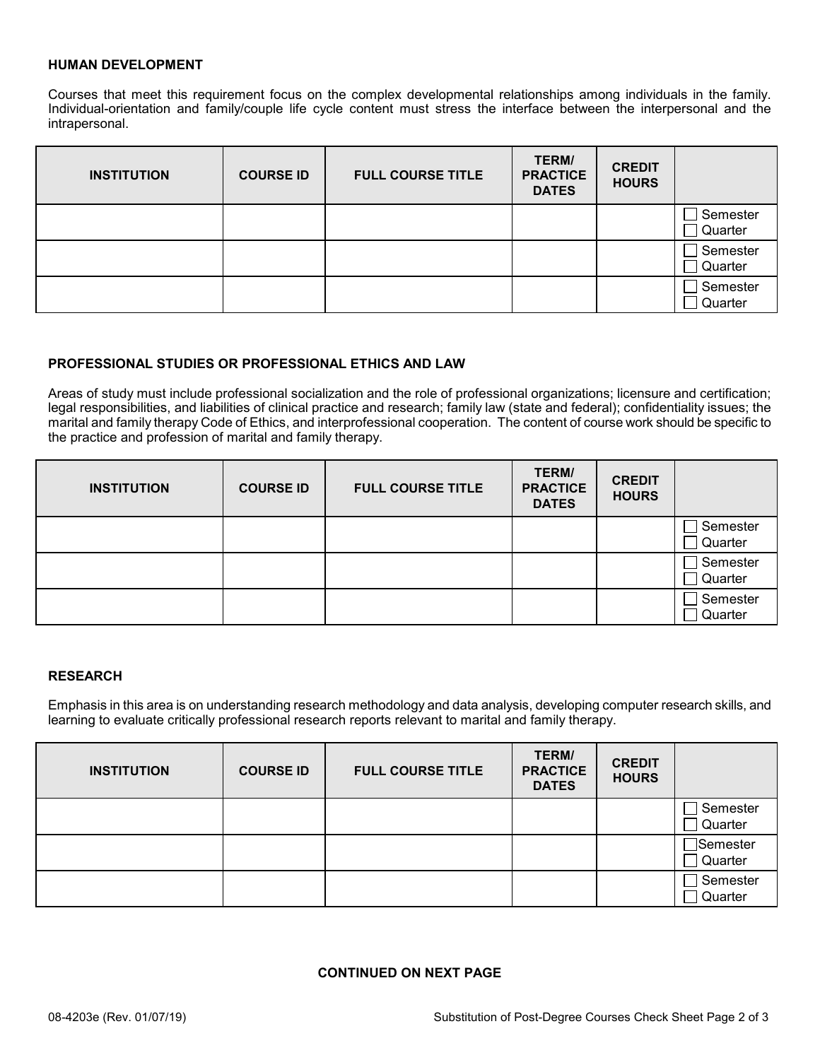### HUMAN DEVELOPMENT

Courses that meet this requirement focus on the complex developmental relationships among individuals in the family. Individual-orientation and family/couple life cycle content must stress the interface between the interpersonal and the intrapersonal.

| INSTITUTION | COURSE ID | FULL COURSE TITLE | TERM/ PRACTICE DATES | CREDIT HOURS | |
|---|---|---|---|---|---|
| | | | | | ☐ Semester ☐ Quarter |
| | | | | | ☐ Semester ☐ Quarter |
| | | | | | ☐ Semester ☐ Quarter |

### PROFESSIONAL STUDIES OR PROFESSIONAL ETHICS AND LAW

Areas of study must include professional socialization and the role of professional organizations; licensure and certification; legal responsibilities, and liabilities of clinical practice and research; family law (state and federal); confidentiality issues; the marital and family therapy Code of Ethics, and interprofessional cooperation. The content of course work should be specific to the practice and profession of marital and family therapy.

| INSTITUTION | COURSE ID | FULL COURSE TITLE | TERM/ PRACTICE DATES | CREDIT HOURS | |
|---|---|---|---|---|---|
| | | | | | ☐ Semester ☐ Quarter |
| | | | | | ☐ Semester ☐ Quarter |
| | | | | | ☐ Semester ☐ Quarter |

### RESEARCH

Emphasis in this area is on understanding research methodology and data analysis, developing computer research skills, and learning to evaluate critically professional research reports relevant to marital and family therapy.

| INSTITUTION | COURSE ID | FULL COURSE TITLE | TERM/ PRACTICE DATES | CREDIT HOURS | |
|---|---|---|---|---|---|
| | | | | | ☐ Semester ☐ Quarter |
| | | | | | ☐ Semester ☐ Quarter |
| | | | | | ☐ Semester ☐ Quarter |

**CONTINUED ON NEXT PAGE**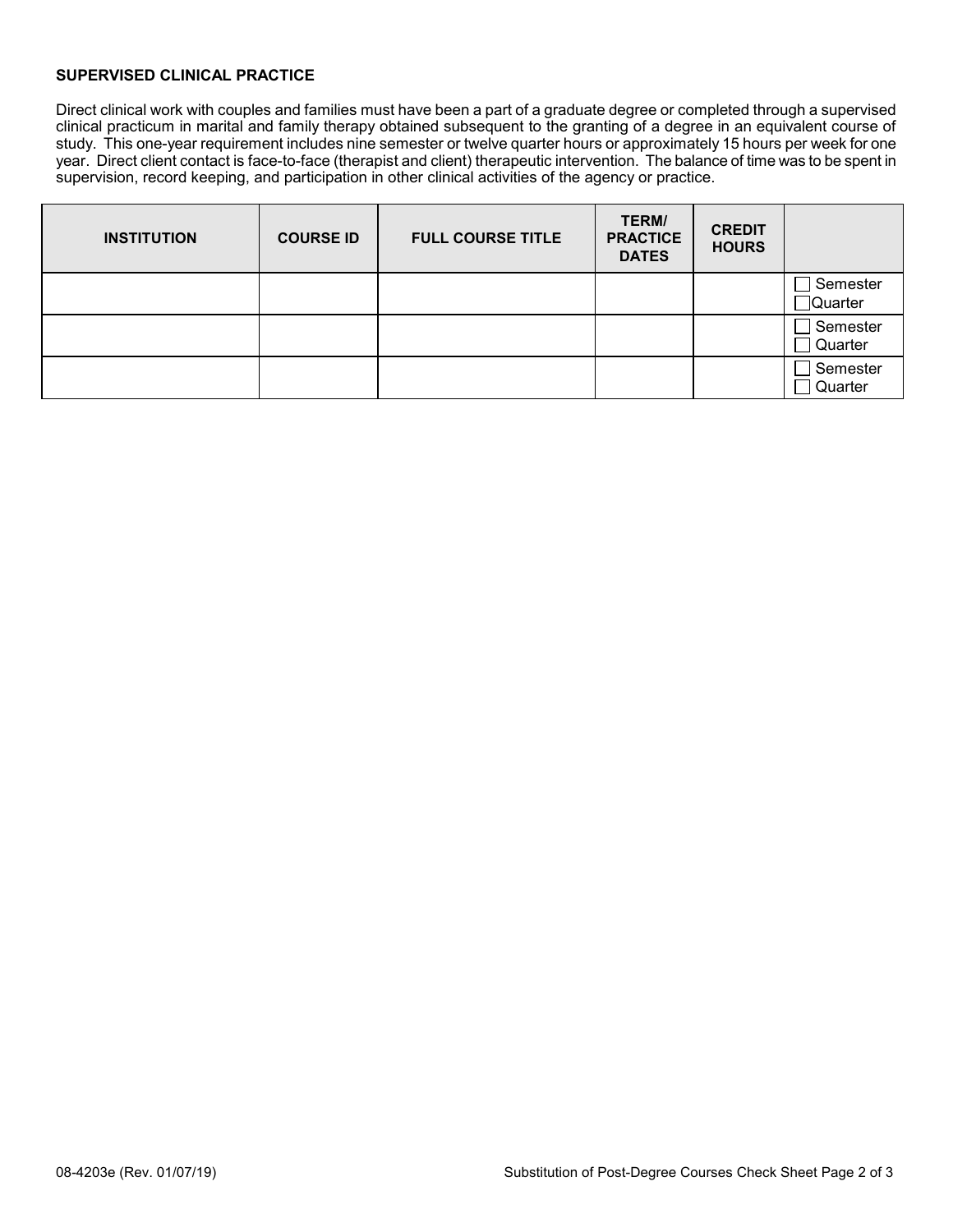**SUPERVISED CLINICAL PRACTICE**

Direct clinical work with couples and families must have been a part of a graduate degree or completed through a supervised clinical practicum in marital and family therapy obtained subsequent to the granting of a degree in an equivalent course of study. This one-year requirement includes nine semester or twelve quarter hours or approximately 15 hours per week for one year. Direct client contact is face-to-face (therapist and client) therapeutic intervention. The balance of time was to be spent in supervision, record keeping, and participation in other clinical activities of the agency or practice.

| INSTITUTION | COURSE ID | FULL COURSE TITLE | TERM/ PRACTICE DATES | CREDIT HOURS | |
|---|---|---|---|---|---|
| | | | | | ☐ Semester ☐ Quarter |
| | | | | | ☐ Semester ☐ Quarter |
| | | | | | ☐ Semester ☐ Quarter |

08-4203e (Rev. 01/07/19) Substitution of Post-Degree Courses Check Sheet